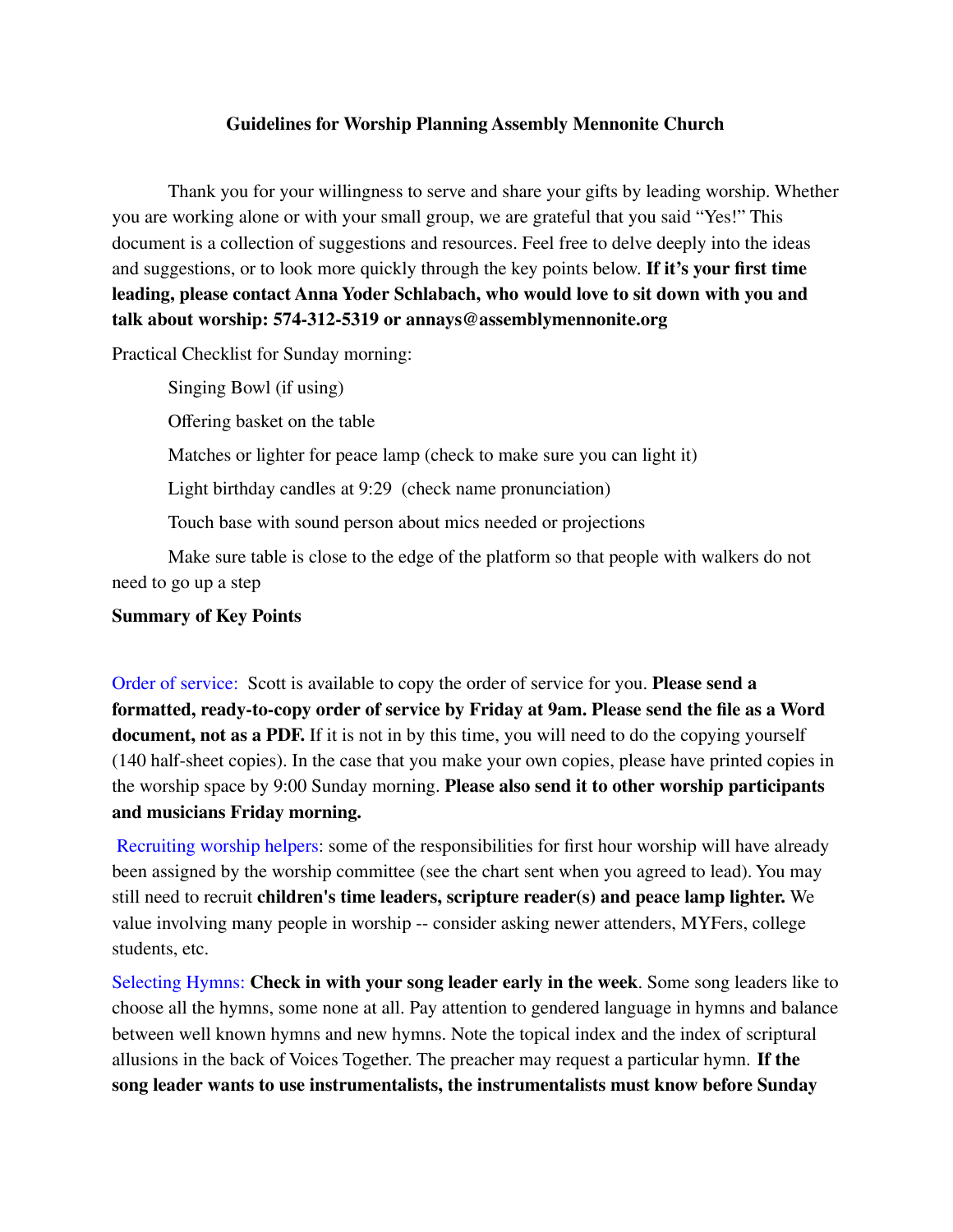## Guidelines for Worship Planning Assembly Mennonite Church

Thank you for your willingness to serve and share your gifts by leading worship. Whether you are working alone or with your small group, we are grateful that you said "Yes!" This document is a collection of suggestions and resources. Feel free to delve deeply into the ideas and suggestions, or to look more quickly through the key points below. **If it's your first time leading, please contact Anna Yoder Schlabach, who would love to sit down with you and talk about worship: 574-312-5319 or annays@assemblymennonite.org**

Practical Checklist for Sunday morning:

- Singing Bowl (if using)
- Offering basket on the table
- Matches or lighter for peace lamp (check to make sure you can light it)
- Light birthday candles at 9:29 (check name pronunciation)
- Touch base with sound person about mics needed or projections
- Make sure table is close to the edge of the platform so that people with walkers do not need to go up a step

**Summary of Key Points**

Order of service: Scott is available to copy the order of service for you. **Please send a formatted, ready-to-copy order of service by Friday at 9am. Please send the file as a Word document, not as a PDF.** If it is not in by this time, you will need to do the copying yourself (140 half-sheet copies). In the case that you make your own copies, please have printed copies in the worship space by 9:00 Sunday morning. **Please also send it to other worship participants and musicians Friday morning.**

Recruiting worship helpers: some of the responsibilities for first hour worship will have already been assigned by the worship committee (see the chart sent when you agreed to lead). You may still need to recruit **children's time leaders, scripture reader(s) and peace lamp lighter.** We value involving many people in worship -- consider asking newer attenders, MYFers, college students, etc.

Selecting Hymns: **Check in with your song leader early in the week**. Some song leaders like to choose all the hymns, some none at all. Pay attention to gendered language in hymns and balance between well known hymns and new hymns. Note the topical index and the index of scriptural allusions in the back of Voices Together. The preacher may request a particular hymn. **If the song leader wants to use instrumentalists, the instrumentalists must know before Sunday**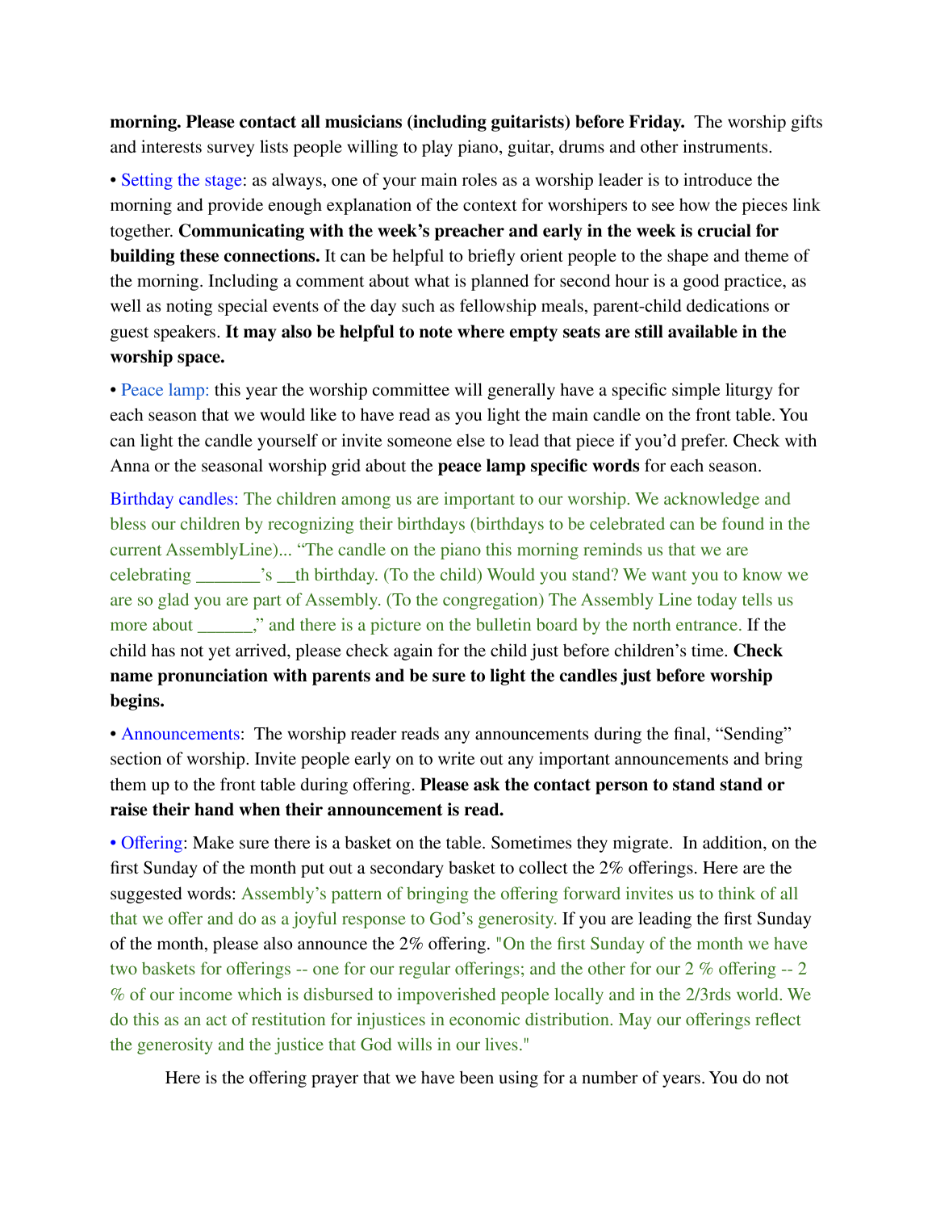**morning. Please contact all musicians (including guitarists) before Friday.** The worship gifts and interests survey lists people willing to play piano, guitar, drums and other instruments.

• Setting the stage: as always, one of your main roles as a worship leader is to introduce the morning and provide enough explanation of the context for worshipers to see how the pieces link together. **Communicating with the week's preacher and early in the week is crucial for building these connections.** It can be helpful to briefly orient people to the shape and theme of the morning. Including a comment about what is planned for second hour is a good practice, as well as noting special events of the day such as fellowship meals, parent-child dedications or guest speakers. **It may also be helpful to note where empty seats are still available in the worship space.**

• Peace lamp: this year the worship committee will generally have a specific simple liturgy for each season that we would like to have read as you light the main candle on the front table. You can light the candle yourself or invite someone else to lead that piece if you'd prefer. Check with Anna or the seasonal worship grid about the **peace lamp specific words** for each season.

Birthday candles: The children among us are important to our worship. We acknowledge and bless our children by recognizing their birthdays (birthdays to be celebrated can be found in the current AssemblyLine)... "The candle on the piano this morning reminds us that we are celebrating _______'s __th birthday. (To the child) Would you stand? We want you to know we are so glad you are part of Assembly. (To the congregation) The Assembly Line today tells us more about ______," and there is a picture on the bulletin board by the north entrance. If the child has not yet arrived, please check again for the child just before children's time. **Check name pronunciation with parents and be sure to light the candles just before worship begins.**

• Announcements: The worship reader reads any announcements during the final, "Sending" section of worship. Invite people early on to write out any important announcements and bring them up to the front table during offering. **Please ask the contact person to stand stand or raise their hand when their announcement is read.**

• Offering: Make sure there is a basket on the table. Sometimes they migrate. In addition, on the first Sunday of the month put out a secondary basket to collect the 2% offerings. Here are the suggested words: Assembly's pattern of bringing the offering forward invites us to think of all that we offer and do as a joyful response to God's generosity. If you are leading the first Sunday of the month, please also announce the 2% offering. "On the first Sunday of the month we have two baskets for offerings -- one for our regular offerings; and the other for our 2 % offering -- 2 % of our income which is disbursed to impoverished people locally and in the 2/3rds world. We do this as an act of restitution for injustices in economic distribution. May our offerings reflect the generosity and the justice that God wills in our lives."

Here is the offering prayer that we have been using for a number of years. You do not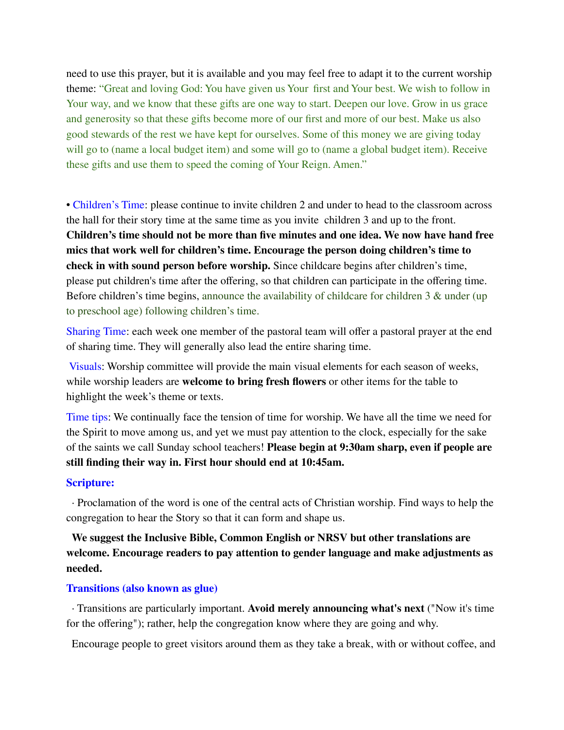need to use this prayer, but it is available and you may feel free to adapt it to the current worship theme: "Great and loving God: You have given us Your first and Your best. We wish to follow in Your way, and we know that these gifts are one way to start. Deepen our love. Grow in us grace and generosity so that these gifts become more of our first and more of our best. Make us also good stewards of the rest we have kept for ourselves. Some of this money we are giving today will go to (name a local budget item) and some will go to (name a global budget item). Receive these gifts and use them to speed the coming of Your Reign. Amen."

• Children's Time: please continue to invite children 2 and under to head to the classroom across the hall for their story time at the same time as you invite children 3 and up to the front. **Children's time should not be more than five minutes and one idea. We now have hand free mics that work well for children's time. Encourage the person doing children's time to check in with sound person before worship.** Since childcare begins after children's time, please put children's time after the offering, so that children can participate in the offering time. Before children's time begins, announce the availability of childcare for children 3 & under (up to preschool age) following children's time.

Sharing Time: each week one member of the pastoral team will offer a pastoral prayer at the end of sharing time. They will generally also lead the entire sharing time.

Visuals: Worship committee will provide the main visual elements for each season of weeks, while worship leaders are **welcome to bring fresh flowers** or other items for the table to highlight the week's theme or texts.

Time tips: We continually face the tension of time for worship. We have all the time we need for the Spirit to move among us, and yet we must pay attention to the clock, especially for the sake of the saints we call Sunday school teachers! **Please begin at 9:30am sharp, even if people are still finding their way in. First hour should end at 10:45am.**

**Scripture:**

· Proclamation of the word is one of the central acts of Christian worship. Find ways to help the congregation to hear the Story so that it can form and shape us.

**We suggest the Inclusive Bible, Common English or NRSV but other translations are welcome. Encourage readers to pay attention to gender language and make adjustments as needed.**

**Transitions (also known as glue)**

· Transitions are particularly important. **Avoid merely announcing what's next** ("Now it's time for the offering"); rather, help the congregation know where they are going and why.

Encourage people to greet visitors around them as they take a break, with or without coffee, and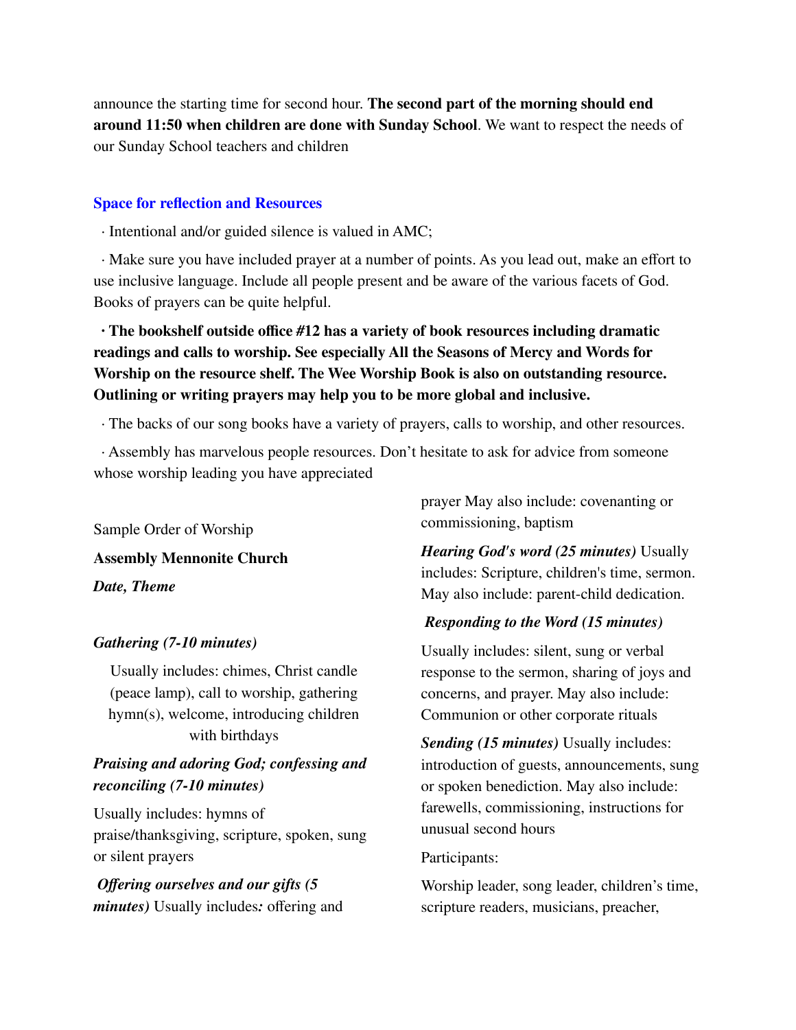announce the starting time for second hour. **The second part of the morning should end around 11:50 when children are done with Sunday School**. We want to respect the needs of our Sunday School teachers and children

## Space for reflection and Resources

· Intentional and/or guided silence is valued in AMC;

· Make sure you have included prayer at a number of points. As you lead out, make an effort to use inclusive language. Include all people present and be aware of the various facets of God. Books of prayers can be quite helpful.

**· The bookshelf outside office #12 has a variety of book resources including dramatic readings and calls to worship. See especially All the Seasons of Mercy and Words for Worship on the resource shelf. The Wee Worship Book is also on outstanding resource. Outlining or writing prayers may help you to be more global and inclusive.**

· The backs of our song books have a variety of prayers, calls to worship, and other resources.

· Assembly has marvelous people resources. Don't hesitate to ask for advice from someone whose worship leading you have appreciated

Sample Order of Worship

**Assembly Mennonite Church**

***Date, Theme***

***Gathering (7-10 minutes)***

Usually includes: chimes, Christ candle (peace lamp), call to worship, gathering hymn(s), welcome, introducing children with birthdays

***Praising and adoring God; confessing and reconciling (7-10 minutes)***

Usually includes: hymns of praise/thanksgiving, scripture, spoken, sung or silent prayers

***Offering ourselves and our gifts (5 minutes)*** Usually includes***:*** offering and prayer May also include: covenanting or commissioning, baptism

***Hearing God's word (25 minutes)*** Usually includes: Scripture, children's time, sermon. May also include: parent-child dedication.

***Responding to the Word (15 minutes)***

Usually includes: silent, sung or verbal response to the sermon, sharing of joys and concerns, and prayer. May also include: Communion or other corporate rituals

***Sending (15 minutes)*** Usually includes: introduction of guests, announcements, sung or spoken benediction. May also include: farewells, commissioning, instructions for unusual second hours

Participants:

Worship leader, song leader, children's time, scripture readers, musicians, preacher,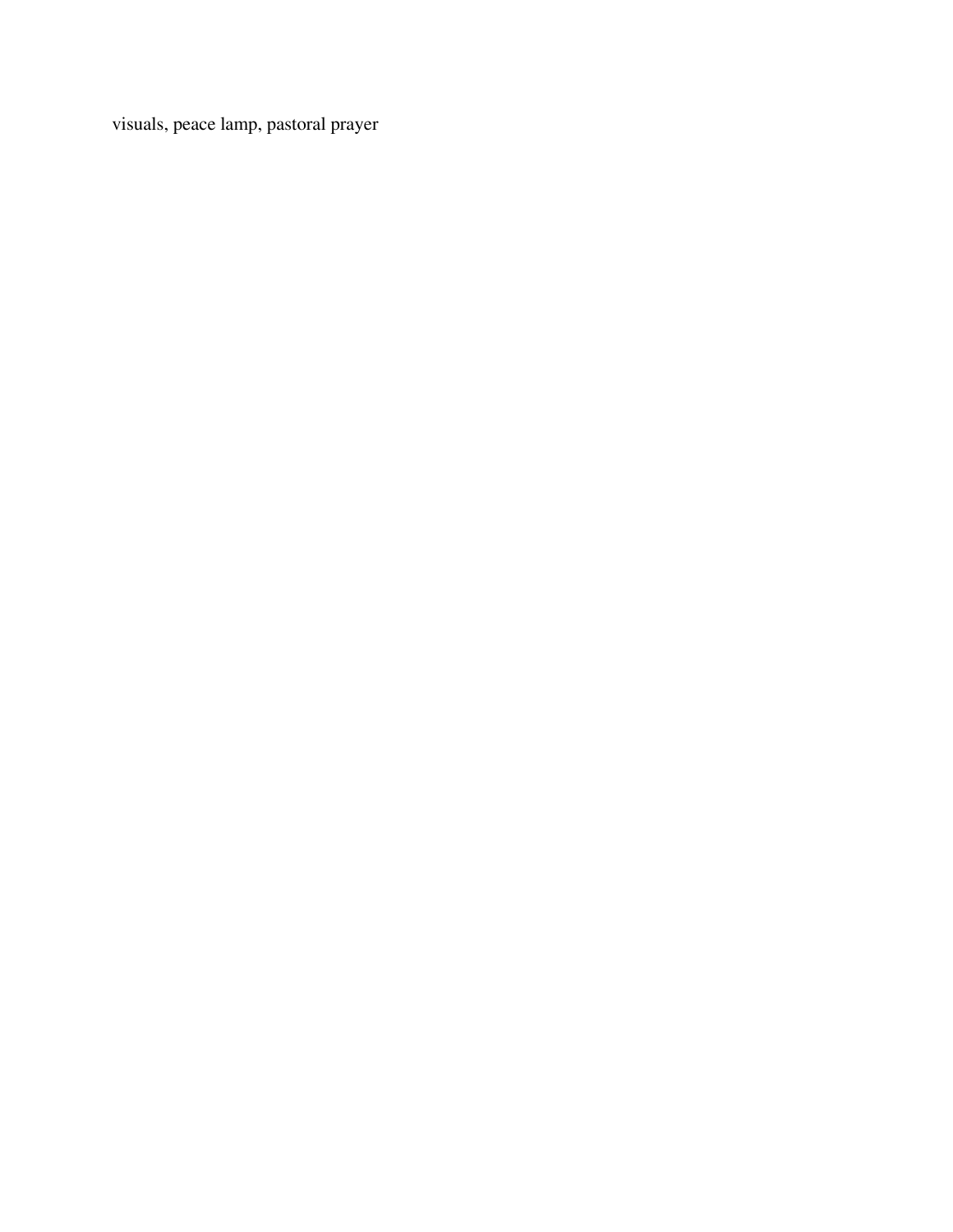visuals, peace lamp, pastoral prayer